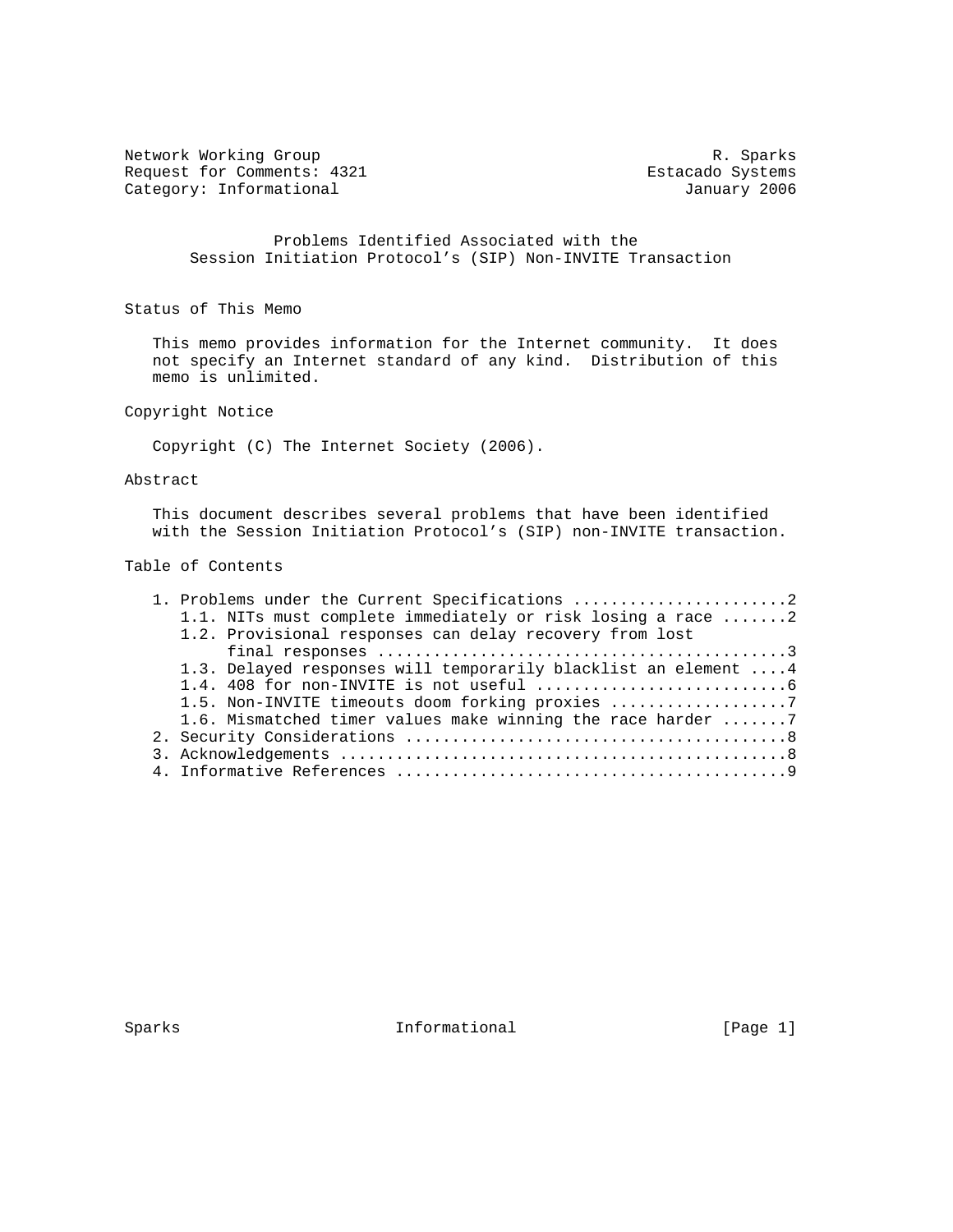Network Working Group R. Sparks
Request for Comments: 4321 Estacado Systems
Category: Informational January 2006

# Problems Identified Associated with the Session Initiation Protocol's (SIP) Non-INVITE Transaction

## Status of This Memo

This memo provides information for the Internet community. It does not specify an Internet standard of any kind. Distribution of this memo is unlimited.

## Copyright Notice

Copyright (C) The Internet Society (2006).

## Abstract

This document describes several problems that have been identified with the Session Initiation Protocol's (SIP) non-INVITE transaction.

## Table of Contents

1. Problems under the Current Specifications .......................2
   1.1. NITs must complete immediately or risk losing a race .......2
   1.2. Provisional responses can delay recovery from lost final responses ...........................................3
   1.3. Delayed responses will temporarily blacklist an element ....4
   1.4. 408 for non-INVITE is not useful ...........................6
   1.5. Non-INVITE timeouts doom forking proxies ...................7
   1.6. Mismatched timer values make winning the race harder .......7
2. Security Considerations ........................................8
3. Acknowledgements ...............................................8
4. Informative References .........................................9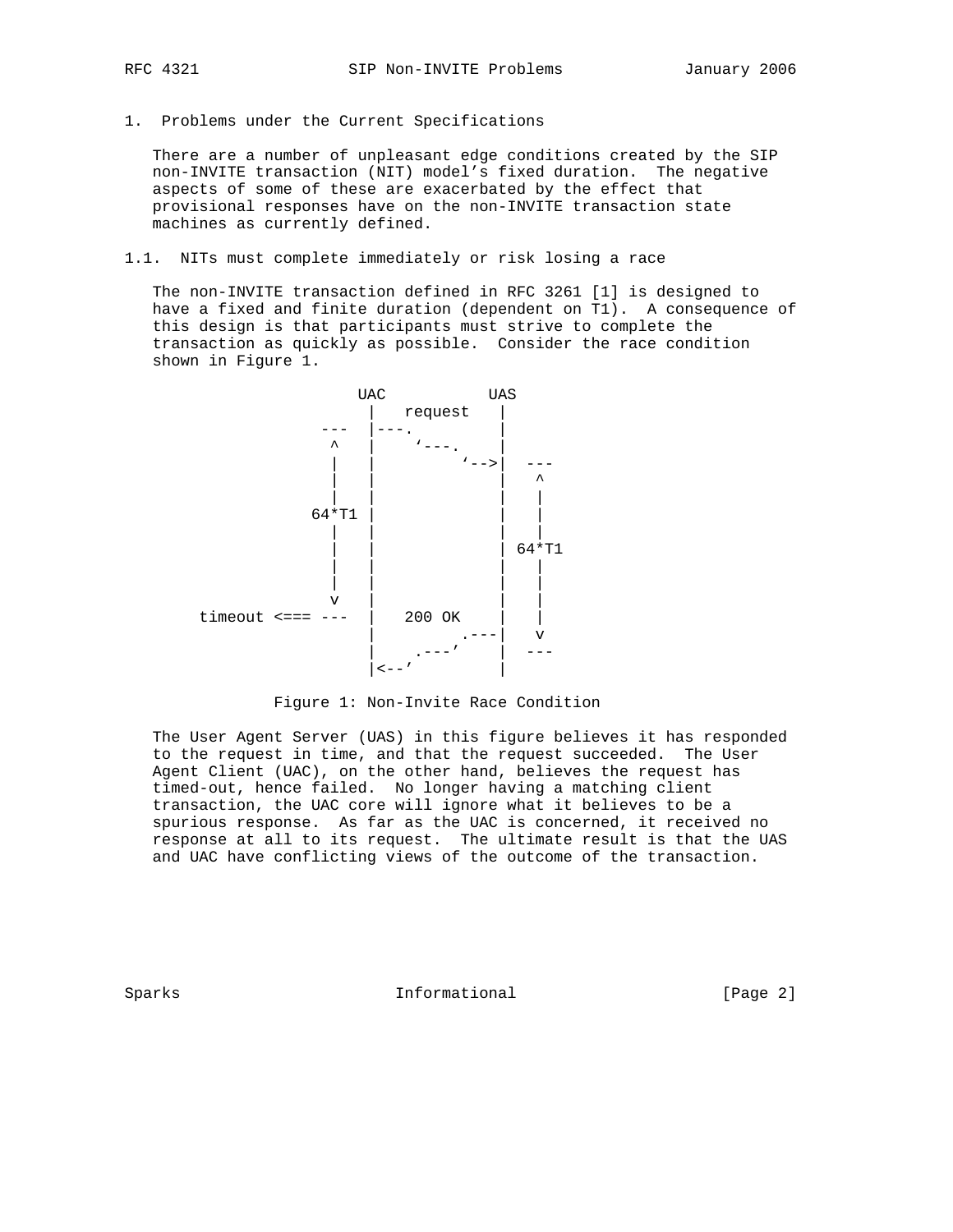# 1. Problems under the Current Specifications

There are a number of unpleasant edge conditions created by the SIP non-INVITE transaction (NIT) model's fixed duration. The negative aspects of some of these are exacerbated by the effect that provisional responses have on the non-INVITE transaction state machines as currently defined.

## 1.1. NITs must complete immediately or risk losing a race

The non-INVITE transaction defined in RFC 3261 [1] is designed to have a fixed and finite duration (dependent on T1). A consequence of this design is that participants must strive to complete the transaction as quickly as possible. Consider the race condition shown in Figure 1.

```
                      UAC           UAS
                        |   request   |
                   ---  |---.         |
                    ^   |    `---.    |
                    |   |         `-->|  ---
                    |   |             |   ^
                    |   |             |   |
                 64*T1  |             |   |
                    |   |             |   |
                    |   |             | 64*T1
                    |   |             |   |
                    |   |             |   |
                    v   |             |   |
      timeout <=== ---  |   200 OK    |   |
                        |         .---|   v
                        |     .---'   |  ---
                        |<--'         |
```

Figure 1: Non-Invite Race Condition

The User Agent Server (UAS) in this figure believes it has responded to the request in time, and that the request succeeded. The User Agent Client (UAC), on the other hand, believes the request has timed-out, hence failed. No longer having a matching client transaction, the UAC core will ignore what it believes to be a spurious response. As far as the UAC is concerned, it received no response at all to its request. The ultimate result is that the UAS and UAC have conflicting views of the outcome of the transaction.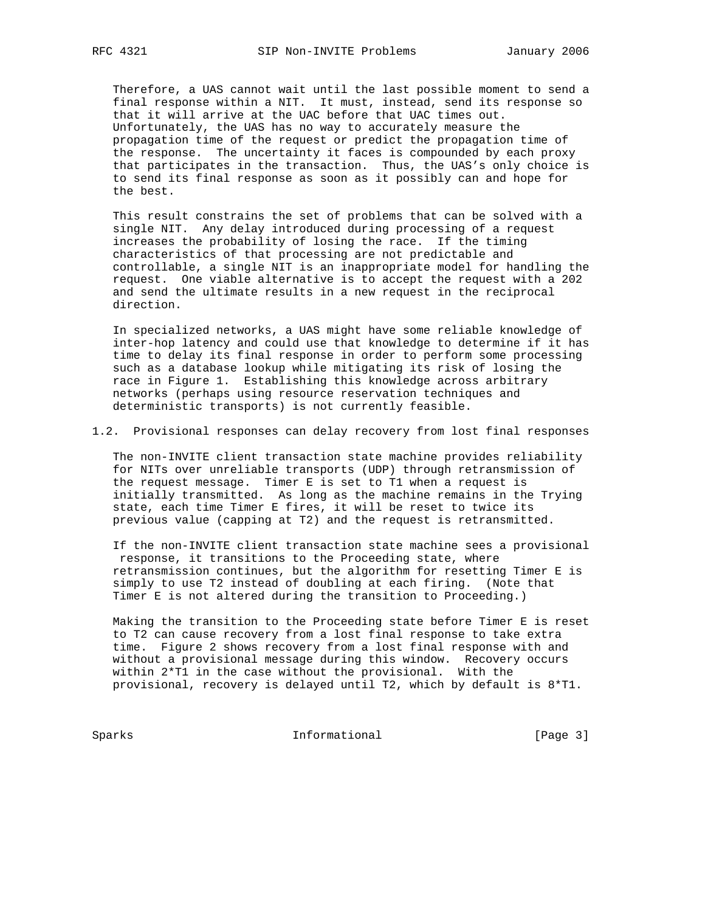Therefore, a UAS cannot wait until the last possible moment to send a final response within a NIT. It must, instead, send its response so that it will arrive at the UAC before that UAC times out. Unfortunately, the UAS has no way to accurately measure the propagation time of the request or predict the propagation time of the response. The uncertainty it faces is compounded by each proxy that participates in the transaction. Thus, the UAS's only choice is to send its final response as soon as it possibly can and hope for the best.

This result constrains the set of problems that can be solved with a single NIT. Any delay introduced during processing of a request increases the probability of losing the race. If the timing characteristics of that processing are not predictable and controllable, a single NIT is an inappropriate model for handling the request. One viable alternative is to accept the request with a 202 and send the ultimate results in a new request in the reciprocal direction.

In specialized networks, a UAS might have some reliable knowledge of inter-hop latency and could use that knowledge to determine if it has time to delay its final response in order to perform some processing such as a database lookup while mitigating its risk of losing the race in Figure 1. Establishing this knowledge across arbitrary networks (perhaps using resource reservation techniques and deterministic transports) is not currently feasible.

## 1.2. Provisional responses can delay recovery from lost final responses

The non-INVITE client transaction state machine provides reliability for NITs over unreliable transports (UDP) through retransmission of the request message. Timer E is set to T1 when a request is initially transmitted. As long as the machine remains in the Trying state, each time Timer E fires, it will be reset to twice its previous value (capping at T2) and the request is retransmitted.

If the non-INVITE client transaction state machine sees a provisional response, it transitions to the Proceeding state, where retransmission continues, but the algorithm for resetting Timer E is simply to use T2 instead of doubling at each firing. (Note that Timer E is not altered during the transition to Proceeding.)

Making the transition to the Proceeding state before Timer E is reset to T2 can cause recovery from a lost final response to take extra time. Figure 2 shows recovery from a lost final response with and without a provisional message during this window. Recovery occurs within 2*T1 in the case without the provisional. With the provisional, recovery is delayed until T2, which by default is 8*T1.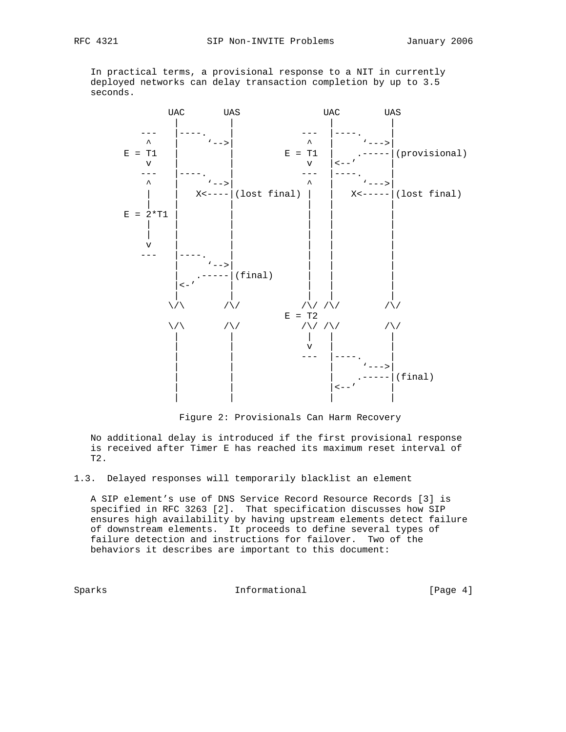In practical terms, a provisional response to a NIT in currently deployed networks can delay transaction completion by up to 3.5 seconds.

```
             UAC       UAS               UAC        UAS
              |         |                 |          |
          ---   |----.    |           ---  |----.     |
           ^    |     `-->|            ^   |     `--->|
       E = T1   |         |        E = T1  |    .-----|(provisional)
           v    |         |            v   |<--'      |
          ---   |----.    |           ---  |----.     |
           ^    |     `-->|            ^   |     `--->|
           |    |   X<----|(lost final) |  |   X<-----|(lost final)
           |    |         |            |   |          |
       E = 2*T1 |         |            |   |          |
           |    |         |            |   |          |
           |    |         |            |   |          |
           v    |         |            |   |          |
          ---   |----.    |            |   |          |
                |     `-->|            |   |          |
                |   .-----|(final)     |   |          |
                |<-'      |            |   |          |
                |         |            |   |          |
               \/\       /\/          /\/ /\/        /\/
                                   E = T2
               \/\       /\/          /\/ /\/        /\/
                |         |            |   |          |
                |         |            v   |          |
                |         |           ---  |----.     |
                |         |                |     `--->|
                |         |                |    .-----|(final)
                |         |                |<--'      |
                |         |                |          |
```

Figure 2: Provisionals Can Harm Recovery

No additional delay is introduced if the first provisional response is received after Timer E has reached its maximum reset interval of T2.

### 1.3. Delayed responses will temporarily blacklist an element

A SIP element's use of DNS Service Record Resource Records [3] is specified in RFC 3263 [2]. That specification discusses how SIP ensures high availability by having upstream elements detect failure of downstream elements. It proceeds to define several types of failure detection and instructions for failover. Two of the behaviors it describes are important to this document: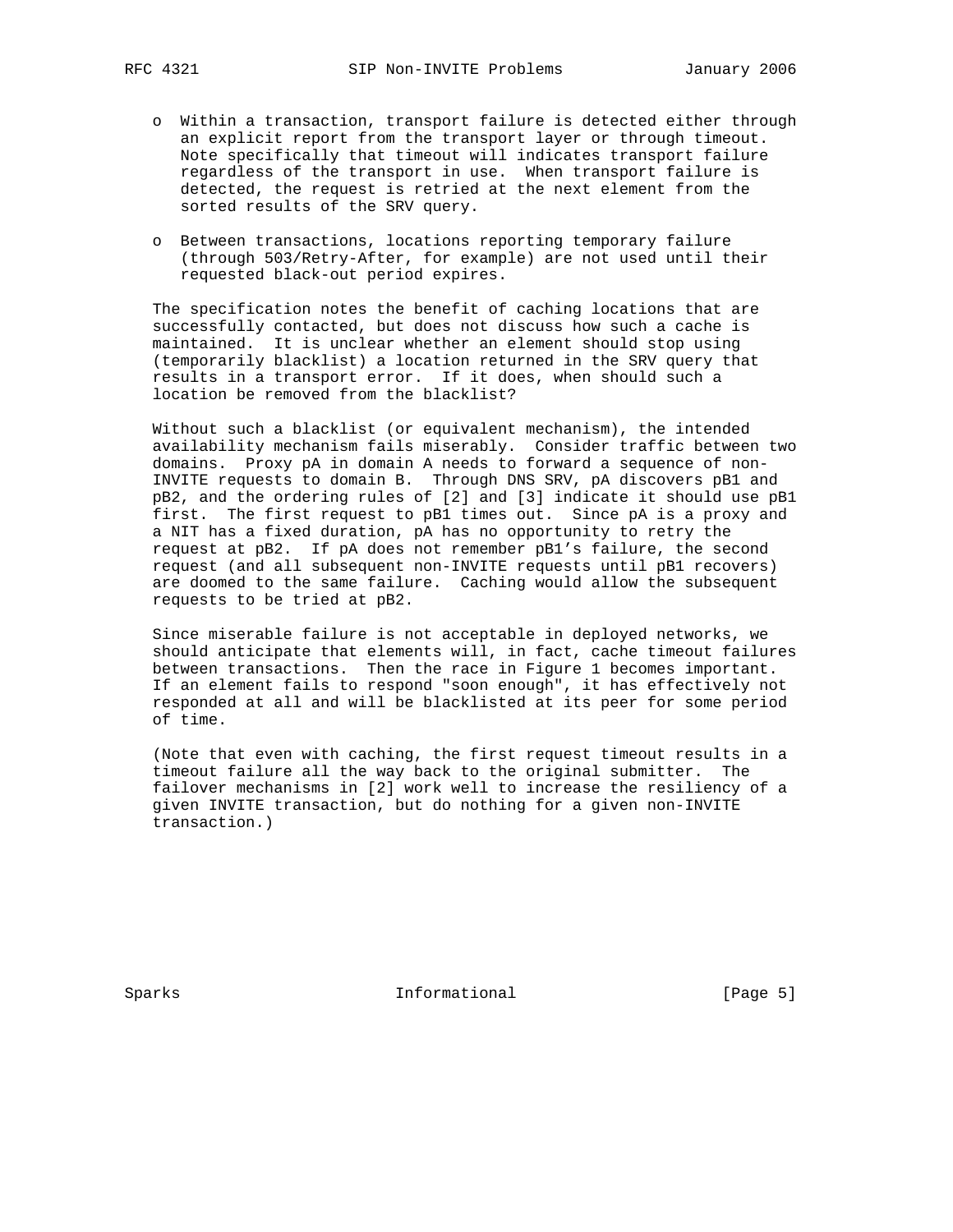- Within a transaction, transport failure is detected either through an explicit report from the transport layer or through timeout. Note specifically that timeout will indicates transport failure regardless of the transport in use. When transport failure is detected, the request is retried at the next element from the sorted results of the SRV query.

- Between transactions, locations reporting temporary failure (through 503/Retry-After, for example) are not used until their requested black-out period expires.

The specification notes the benefit of caching locations that are successfully contacted, but does not discuss how such a cache is maintained. It is unclear whether an element should stop using (temporarily blacklist) a location returned in the SRV query that results in a transport error. If it does, when should such a location be removed from the blacklist?

Without such a blacklist (or equivalent mechanism), the intended availability mechanism fails miserably. Consider traffic between two domains. Proxy pA in domain A needs to forward a sequence of non-INVITE requests to domain B. Through DNS SRV, pA discovers pB1 and pB2, and the ordering rules of [2] and [3] indicate it should use pB1 first. The first request to pB1 times out. Since pA is a proxy and a NIT has a fixed duration, pA has no opportunity to retry the request at pB2. If pA does not remember pB1's failure, the second request (and all subsequent non-INVITE requests until pB1 recovers) are doomed to the same failure. Caching would allow the subsequent requests to be tried at pB2.

Since miserable failure is not acceptable in deployed networks, we should anticipate that elements will, in fact, cache timeout failures between transactions. Then the race in Figure 1 becomes important. If an element fails to respond "soon enough", it has effectively not responded at all and will be blacklisted at its peer for some period of time.

(Note that even with caching, the first request timeout results in a timeout failure all the way back to the original submitter. The failover mechanisms in [2] work well to increase the resiliency of a given INVITE transaction, but do nothing for a given non-INVITE transaction.)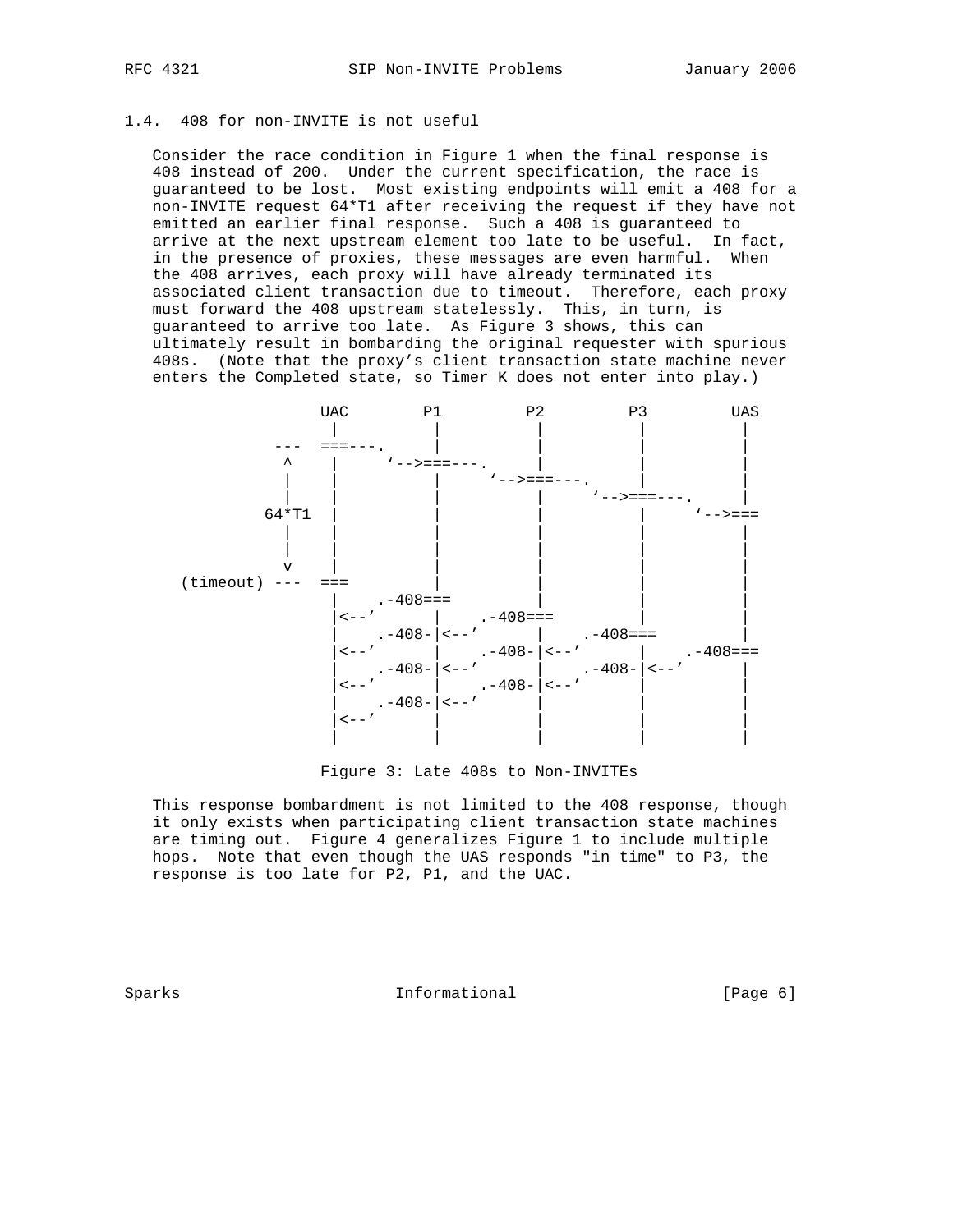### 1.4. 408 for non-INVITE is not useful

Consider the race condition in Figure 1 when the final response is 408 instead of 200. Under the current specification, the race is guaranteed to be lost. Most existing endpoints will emit a 408 for a non-INVITE request 64*T1 after receiving the request if they have not emitted an earlier final response. Such a 408 is guaranteed to arrive at the next upstream element too late to be useful. In fact, in the presence of proxies, these messages are even harmful. When the 408 arrives, each proxy will have already terminated its associated client transaction due to timeout. Therefore, each proxy must forward the 408 upstream statelessly. This, in turn, is guaranteed to arrive too late. As Figure 3 shows, this can ultimately result in bombarding the original requester with spurious 408s. (Note that the proxy's client transaction state machine never enters the Completed state, so Timer K does not enter into play.)

```
                 UAC        P1         P2         P3         UAS
                  |          |          |          |          |
             ---  ===---.    |          |          |          |
              ^   |      `-->===---.    |          |          |
              |   |          |      `-->===---.    |          |
              |   |          |          |      `-->===---.    |
            64*T1 |          |          |          |      `-->===
              |   |          |          |          |          |
              |   |          |          |          |          |
              v   |          |          |          |          |
   (timeout) ---  ===        |          |          |          |
                  |    .-408===         |          |          |
                  |<--'      |    .-408===         |          |
                  |    .-408-|<--'      |    .-408===         |
                  |<--'      |    .-408-|<--'      |    .-408===
                  |    .-408-|<--'      |    .-408-|<--'      |
                  |<--'      |    .-408-|<--'      |          |
                  |    .-408-|<--'      |          |          |
                  |<--'      |          |          |          |
                  |          |          |          |          |
```

Figure 3: Late 408s to Non-INVITEs

This response bombardment is not limited to the 408 response, though it only exists when participating client transaction state machines are timing out. Figure 4 generalizes Figure 1 to include multiple hops. Note that even though the UAS responds "in time" to P3, the response is too late for P2, P1, and the UAC.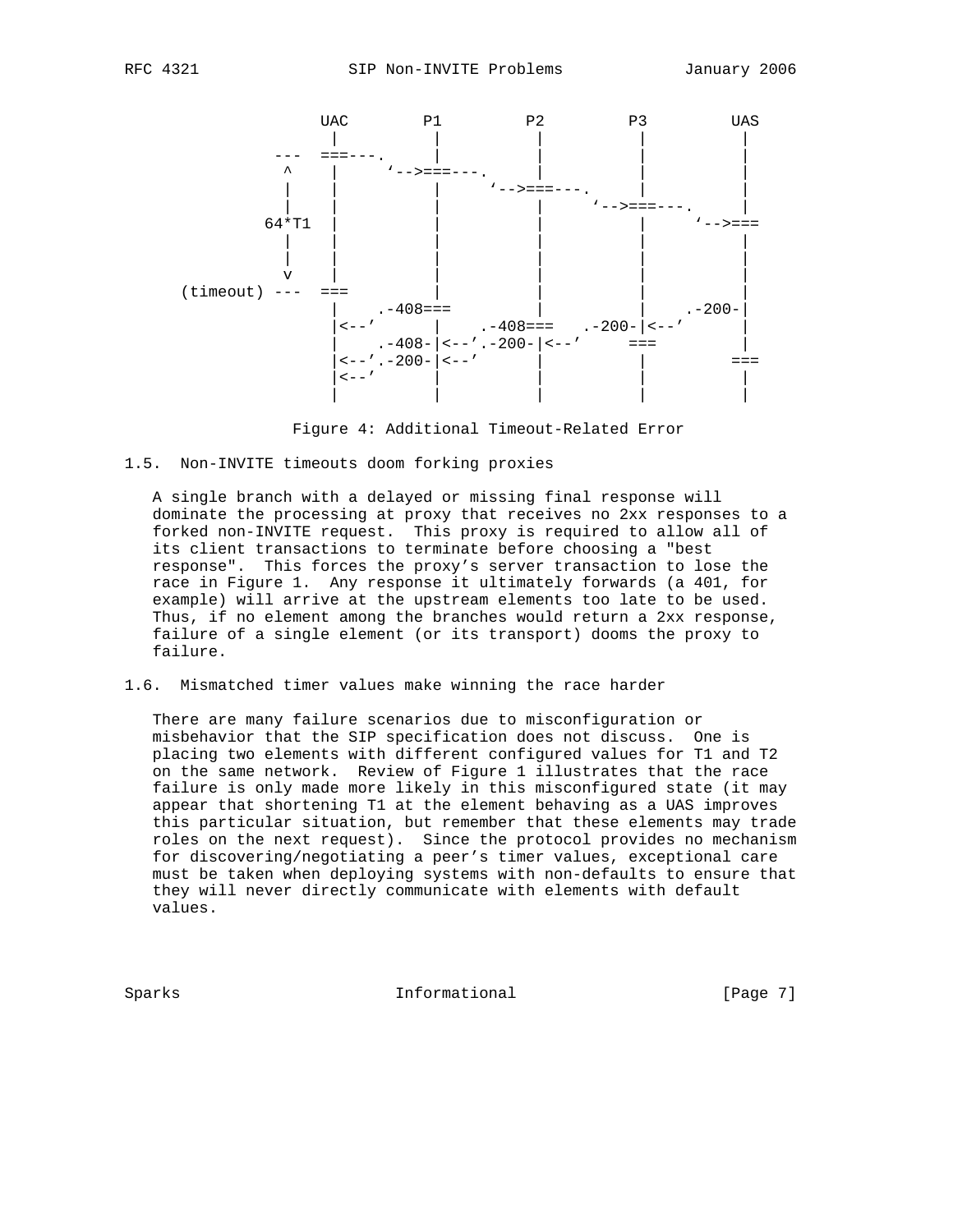```
                 UAC       P1         P2         P3         UAS
                  |         |          |          |          |
              ---  ===---.  |          |          |          |
               ^   |      `-->===---.  |          |          |
               |   |        |       `-->===---.   |          |
               |   |        |          |      `-->===---.    |
             64*T1 |        |          |          |     `-->===
               |   |        |          |          |          |
               |   |        |          |          |          |
               v   |        |          |          |          |
     (timeout) ---  ===     |          |          |          |
                   |    .-408===       |          |    .-200-|
                   |<--'    |    .-408===   .-200-|<--'      |
                   |    .-408-|<--'.-200-|<--'     ===       |
                   |<--'.-200-|<--'    |          |         ===
                   |<--'    |          |          |          |
                   |        |          |          |          |
```

Figure 4: Additional Timeout-Related Error

## 1.5. Non-INVITE timeouts doom forking proxies

A single branch with a delayed or missing final response will dominate the processing at proxy that receives no 2xx responses to a forked non-INVITE request. This proxy is required to allow all of its client transactions to terminate before choosing a "best response". This forces the proxy's server transaction to lose the race in Figure 1. Any response it ultimately forwards (a 401, for example) will arrive at the upstream elements too late to be used. Thus, if no element among the branches would return a 2xx response, failure of a single element (or its transport) dooms the proxy to failure.

## 1.6. Mismatched timer values make winning the race harder

There are many failure scenarios due to misconfiguration or misbehavior that the SIP specification does not discuss. One is placing two elements with different configured values for T1 and T2 on the same network. Review of Figure 1 illustrates that the race failure is only made more likely in this misconfigured state (it may appear that shortening T1 at the element behaving as a UAS improves this particular situation, but remember that these elements may trade roles on the next request). Since the protocol provides no mechanism for discovering/negotiating a peer's timer values, exceptional care must be taken when deploying systems with non-defaults to ensure that they will never directly communicate with elements with default values.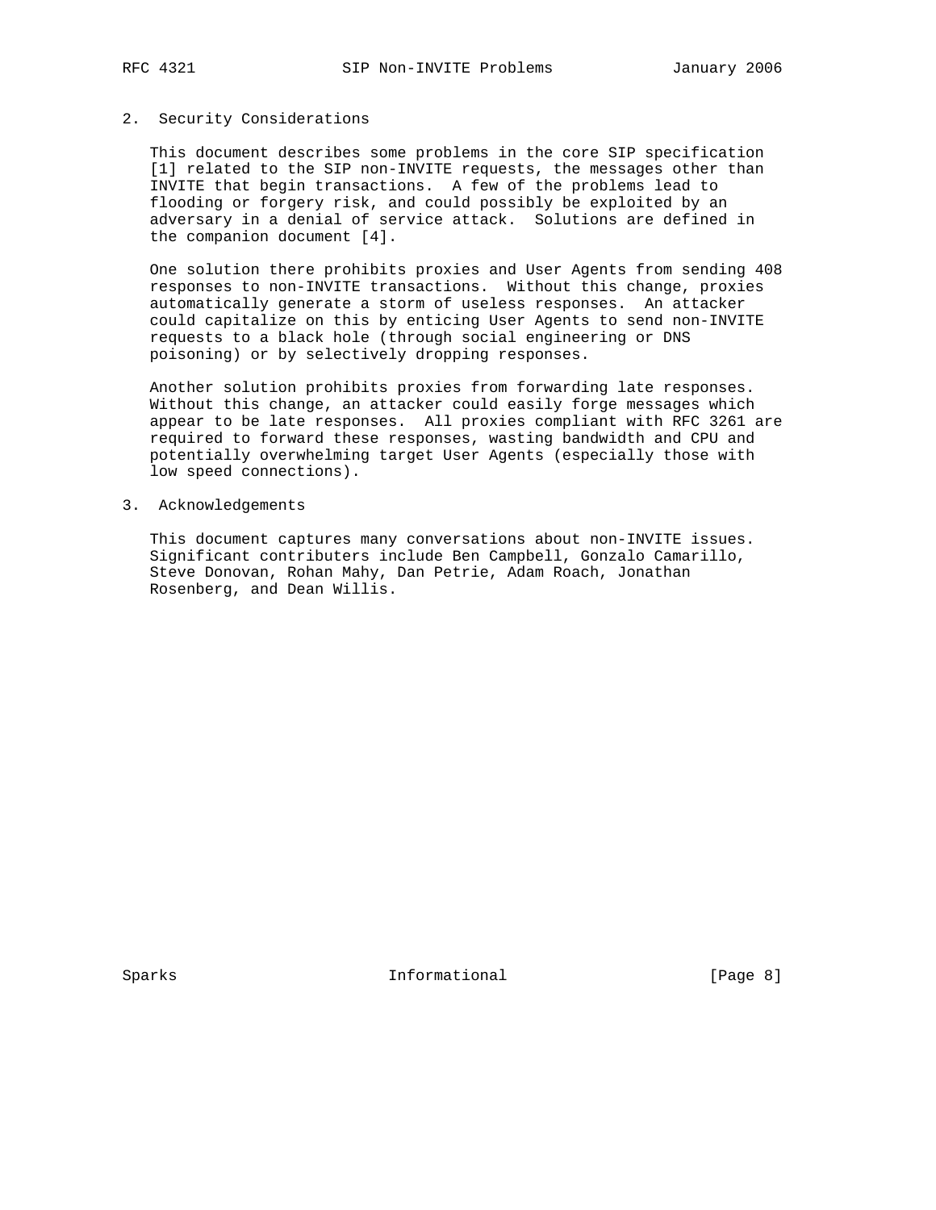## 2. Security Considerations

This document describes some problems in the core SIP specification [1] related to the SIP non-INVITE requests, the messages other than INVITE that begin transactions. A few of the problems lead to flooding or forgery risk, and could possibly be exploited by an adversary in a denial of service attack. Solutions are defined in the companion document [4].

One solution there prohibits proxies and User Agents from sending 408 responses to non-INVITE transactions. Without this change, proxies automatically generate a storm of useless responses. An attacker could capitalize on this by enticing User Agents to send non-INVITE requests to a black hole (through social engineering or DNS poisoning) or by selectively dropping responses.

Another solution prohibits proxies from forwarding late responses. Without this change, an attacker could easily forge messages which appear to be late responses. All proxies compliant with RFC 3261 are required to forward these responses, wasting bandwidth and CPU and potentially overwhelming target User Agents (especially those with low speed connections).

## 3. Acknowledgements

This document captures many conversations about non-INVITE issues. Significant contributers include Ben Campbell, Gonzalo Camarillo, Steve Donovan, Rohan Mahy, Dan Petrie, Adam Roach, Jonathan Rosenberg, and Dean Willis.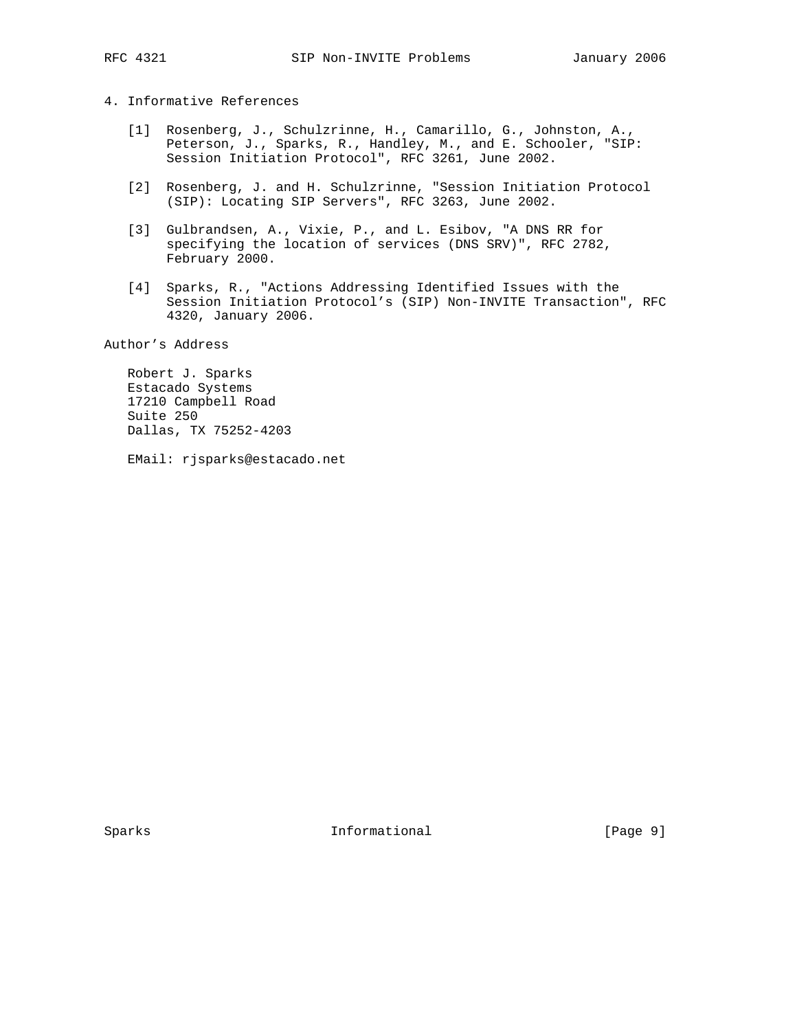## 4. Informative References

[1] Rosenberg, J., Schulzrinne, H., Camarillo, G., Johnston, A., Peterson, J., Sparks, R., Handley, M., and E. Schooler, "SIP: Session Initiation Protocol", RFC 3261, June 2002.

[2] Rosenberg, J. and H. Schulzrinne, "Session Initiation Protocol (SIP): Locating SIP Servers", RFC 3263, June 2002.

[3] Gulbrandsen, A., Vixie, P., and L. Esibov, "A DNS RR for specifying the location of services (DNS SRV)", RFC 2782, February 2000.

[4] Sparks, R., "Actions Addressing Identified Issues with the Session Initiation Protocol's (SIP) Non-INVITE Transaction", RFC 4320, January 2006.

## Author's Address

Robert J. Sparks
Estacado Systems
17210 Campbell Road
Suite 250
Dallas, TX 75252-4203

EMail: rjsparks@estacado.net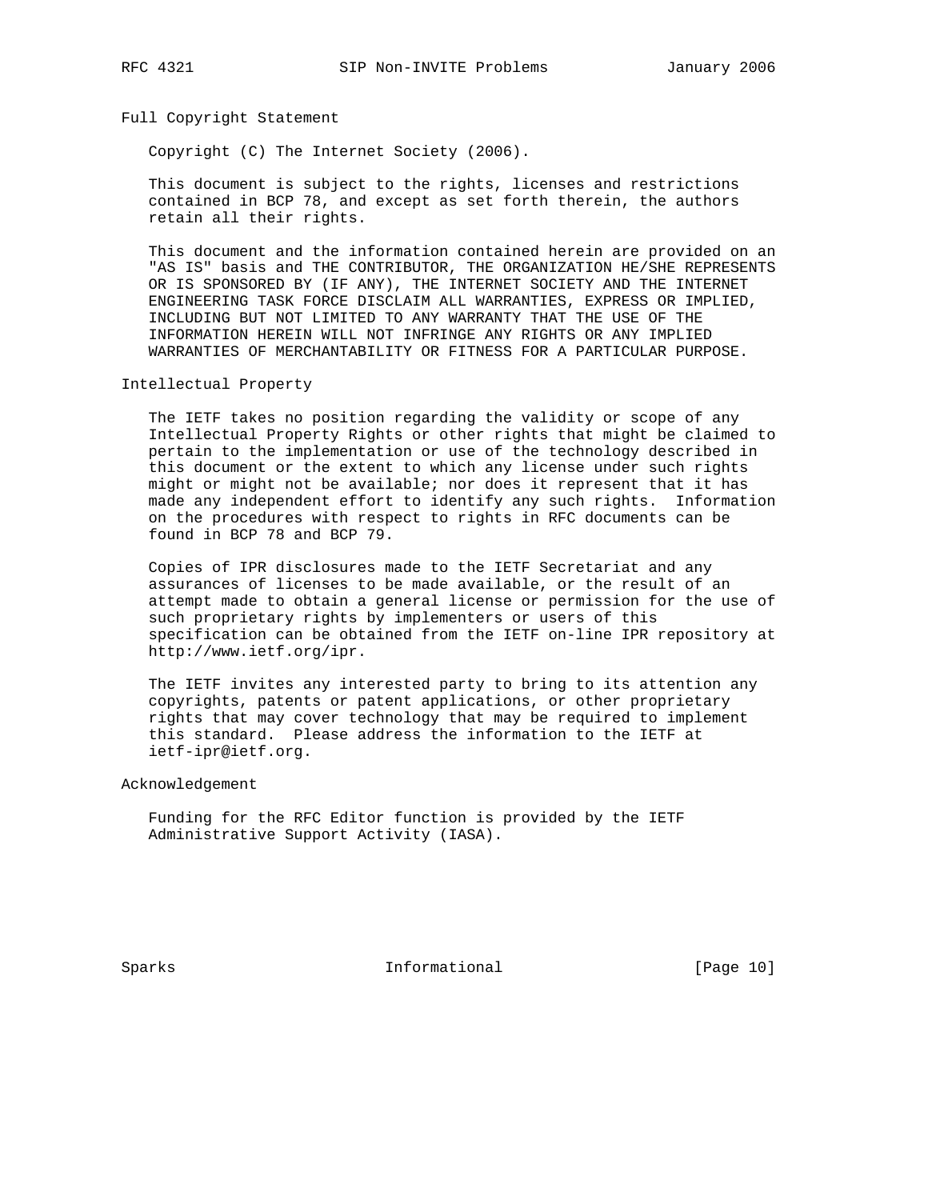## Full Copyright Statement

Copyright (C) The Internet Society (2006).

This document is subject to the rights, licenses and restrictions contained in BCP 78, and except as set forth therein, the authors retain all their rights.

This document and the information contained herein are provided on an "AS IS" basis and THE CONTRIBUTOR, THE ORGANIZATION HE/SHE REPRESENTS OR IS SPONSORED BY (IF ANY), THE INTERNET SOCIETY AND THE INTERNET ENGINEERING TASK FORCE DISCLAIM ALL WARRANTIES, EXPRESS OR IMPLIED, INCLUDING BUT NOT LIMITED TO ANY WARRANTY THAT THE USE OF THE INFORMATION HEREIN WILL NOT INFRINGE ANY RIGHTS OR ANY IMPLIED WARRANTIES OF MERCHANTABILITY OR FITNESS FOR A PARTICULAR PURPOSE.

## Intellectual Property

The IETF takes no position regarding the validity or scope of any Intellectual Property Rights or other rights that might be claimed to pertain to the implementation or use of the technology described in this document or the extent to which any license under such rights might or might not be available; nor does it represent that it has made any independent effort to identify any such rights. Information on the procedures with respect to rights in RFC documents can be found in BCP 78 and BCP 79.

Copies of IPR disclosures made to the IETF Secretariat and any assurances of licenses to be made available, or the result of an attempt made to obtain a general license or permission for the use of such proprietary rights by implementers or users of this specification can be obtained from the IETF on-line IPR repository at http://www.ietf.org/ipr.

The IETF invites any interested party to bring to its attention any copyrights, patents or patent applications, or other proprietary rights that may cover technology that may be required to implement this standard. Please address the information to the IETF at ietf-ipr@ietf.org.

## Acknowledgement

Funding for the RFC Editor function is provided by the IETF Administrative Support Activity (IASA).